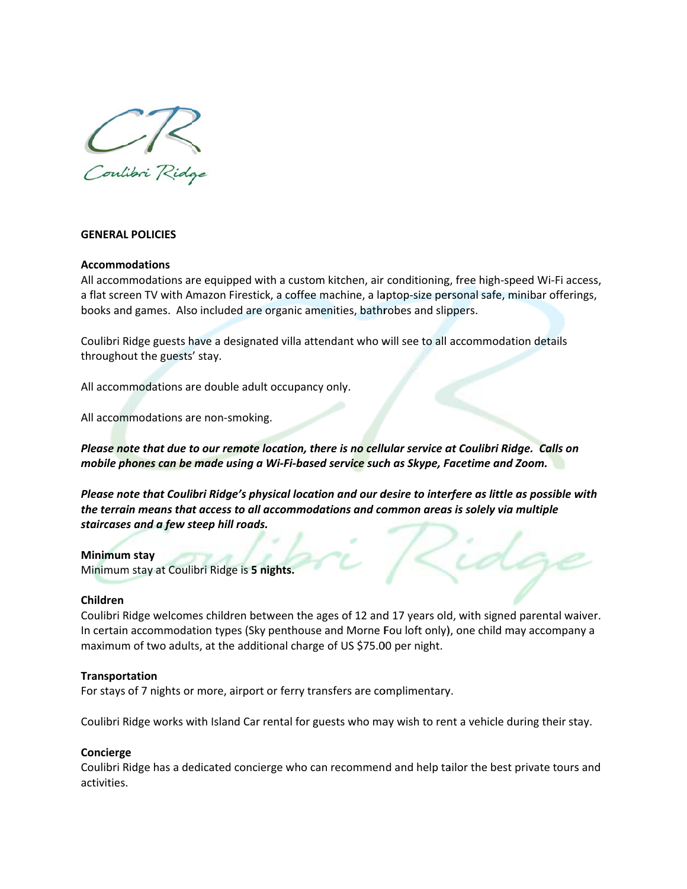# GENERAL POLICIES

## Accommodations

All accommodations are equipped with a custom kitchen, air conditioning, free high-speed Wi-Fi access, a flat screen TV with Amazon Firestick, a coffee machine, a laptop-size personal safe, minibar offerings, books and games. Also included are organic amenities, bathrobes and slippers.

Coulibri Ridge guests have a designated villa attendant who will see to all accommodation details throughout the guests' stay.

All accommodations are double adult occupancy only.

All accommodations are non-smoking.

***Please note that due to our remote location, there is no cellular service at Coulibri Ridge. Calls on mobile phones can be made using a Wi-Fi-based service such as Skype, Facetime and Zoom.***

***Please note that Coulibri Ridge's physical location and our desire to interfere as little as possible with the terrain means that access to all accommodations and common areas is solely via multiple staircases and a few steep hill roads.***

## Minimum stay

Minimum stay at Coulibri Ridge is **5 nights.**

## Children

Coulibri Ridge welcomes children between the ages of 12 and 17 years old, with signed parental waiver. In certain accommodation types (Sky penthouse and Morne Fou loft only), one child may accompany a maximum of two adults, at the additional charge of US $75.00 per night.

## Transportation

For stays of 7 nights or more, airport or ferry transfers are complimentary.

Coulibri Ridge works with Island Car rental for guests who may wish to rent a vehicle during their stay.

## Concierge

Coulibri Ridge has a dedicated concierge who can recommend and help tailor the best private tours and activities.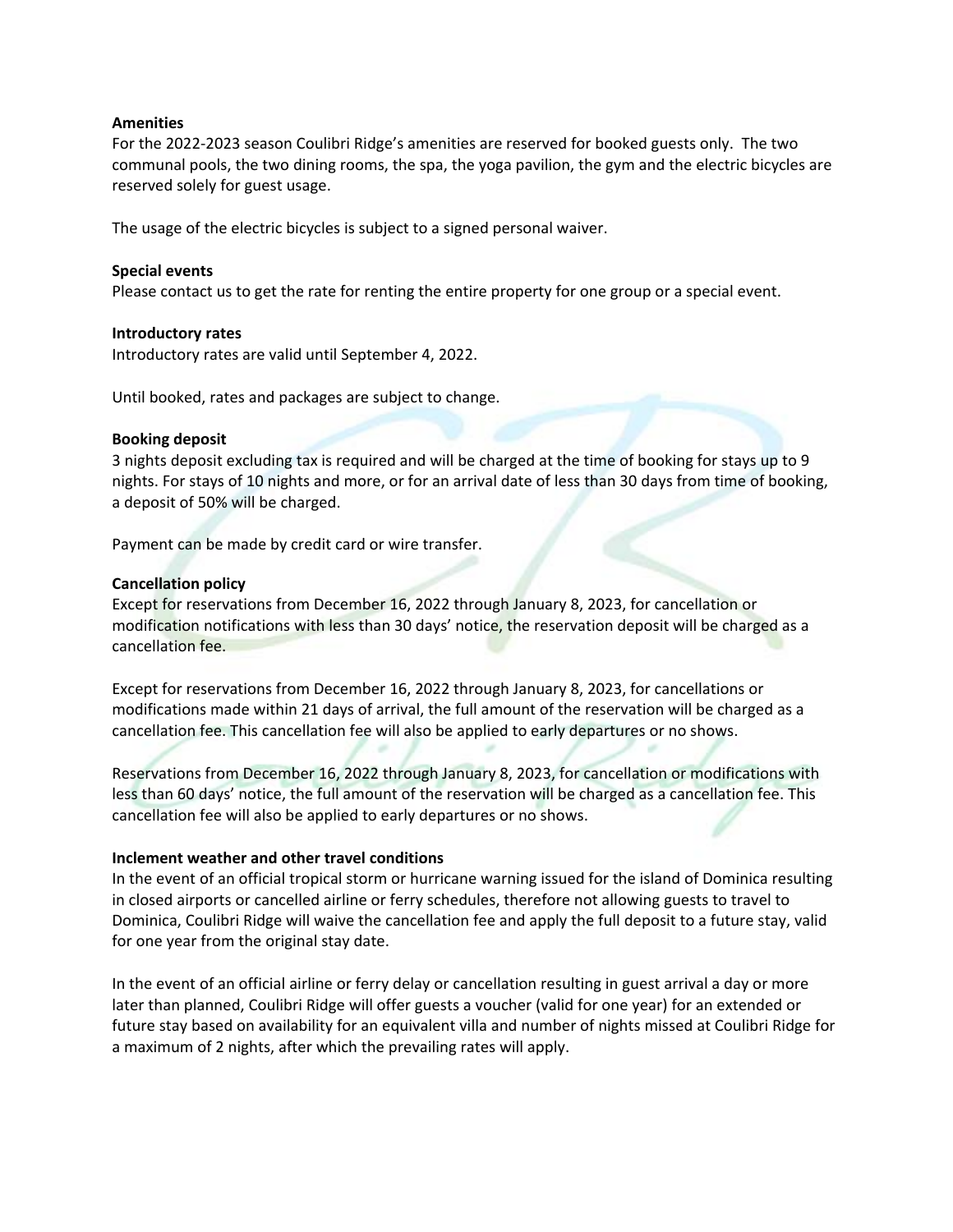**Amenities**

For the 2022-2023 season Coulibri Ridge's amenities are reserved for booked guests only. The two communal pools, the two dining rooms, the spa, the yoga pavilion, the gym and the electric bicycles are reserved solely for guest usage.

The usage of the electric bicycles is subject to a signed personal waiver.

**Special events**

Please contact us to get the rate for renting the entire property for one group or a special event.

**Introductory rates**

Introductory rates are valid until September 4, 2022.

Until booked, rates and packages are subject to change.

**Booking deposit**

3 nights deposit excluding tax is required and will be charged at the time of booking for stays up to 9 nights. For stays of 10 nights and more, or for an arrival date of less than 30 days from time of booking, a deposit of 50% will be charged.

Payment can be made by credit card or wire transfer.

**Cancellation policy**

Except for reservations from December 16, 2022 through January 8, 2023, for cancellation or modification notifications with less than 30 days' notice, the reservation deposit will be charged as a cancellation fee.

Except for reservations from December 16, 2022 through January 8, 2023, for cancellations or modifications made within 21 days of arrival, the full amount of the reservation will be charged as a cancellation fee. This cancellation fee will also be applied to early departures or no shows.

Reservations from December 16, 2022 through January 8, 2023, for cancellation or modifications with less than 60 days' notice, the full amount of the reservation will be charged as a cancellation fee. This cancellation fee will also be applied to early departures or no shows.

**Inclement weather and other travel conditions**

In the event of an official tropical storm or hurricane warning issued for the island of Dominica resulting in closed airports or cancelled airline or ferry schedules, therefore not allowing guests to travel to Dominica, Coulibri Ridge will waive the cancellation fee and apply the full deposit to a future stay, valid for one year from the original stay date.

In the event of an official airline or ferry delay or cancellation resulting in guest arrival a day or more later than planned, Coulibri Ridge will offer guests a voucher (valid for one year) for an extended or future stay based on availability for an equivalent villa and number of nights missed at Coulibri Ridge for a maximum of 2 nights, after which the prevailing rates will apply.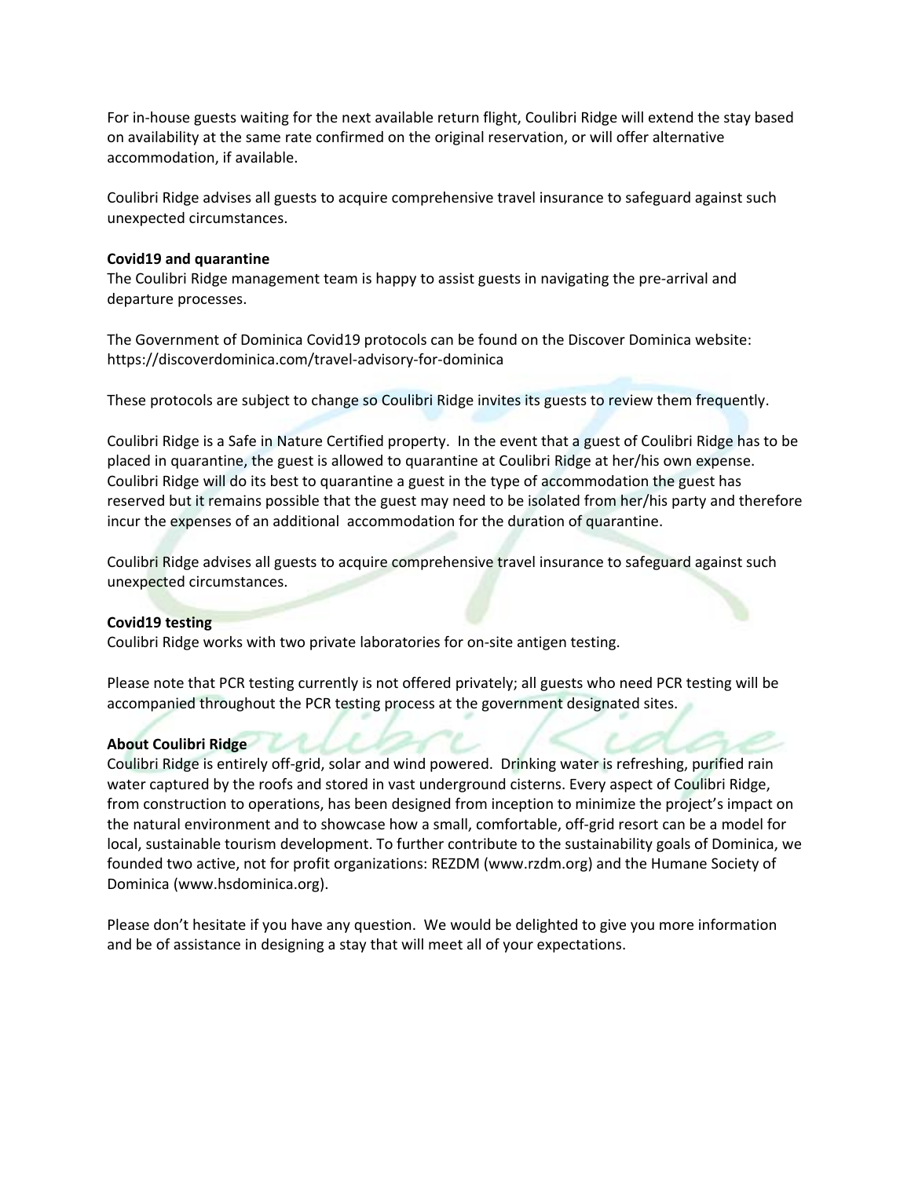For in-house guests waiting for the next available return flight, Coulibri Ridge will extend the stay based on availability at the same rate confirmed on the original reservation, or will offer alternative accommodation, if available.

Coulibri Ridge advises all guests to acquire comprehensive travel insurance to safeguard against such unexpected circumstances.

**Covid19 and quarantine**

The Coulibri Ridge management team is happy to assist guests in navigating the pre-arrival and departure processes.

The Government of Dominica Covid19 protocols can be found on the Discover Dominica website: https://discoverdominica.com/travel-advisory-for-dominica

These protocols are subject to change so Coulibri Ridge invites its guests to review them frequently.

Coulibri Ridge is a Safe in Nature Certified property. In the event that a guest of Coulibri Ridge has to be placed in quarantine, the guest is allowed to quarantine at Coulibri Ridge at her/his own expense. Coulibri Ridge will do its best to quarantine a guest in the type of accommodation the guest has reserved but it remains possible that the guest may need to be isolated from her/his party and therefore incur the expenses of an additional accommodation for the duration of quarantine.

Coulibri Ridge advises all guests to acquire comprehensive travel insurance to safeguard against such unexpected circumstances.

**Covid19 testing**

Coulibri Ridge works with two private laboratories for on-site antigen testing.

Please note that PCR testing currently is not offered privately; all guests who need PCR testing will be accompanied throughout the PCR testing process at the government designated sites.

**About Coulibri Ridge**

Coulibri Ridge is entirely off-grid, solar and wind powered. Drinking water is refreshing, purified rain water captured by the roofs and stored in vast underground cisterns. Every aspect of Coulibri Ridge, from construction to operations, has been designed from inception to minimize the project's impact on the natural environment and to showcase how a small, comfortable, off-grid resort can be a model for local, sustainable tourism development. To further contribute to the sustainability goals of Dominica, we founded two active, not for profit organizations: REZDM (www.rzdm.org) and the Humane Society of Dominica (www.hsdominica.org).

Please don't hesitate if you have any question. We would be delighted to give you more information and be of assistance in designing a stay that will meet all of your expectations.